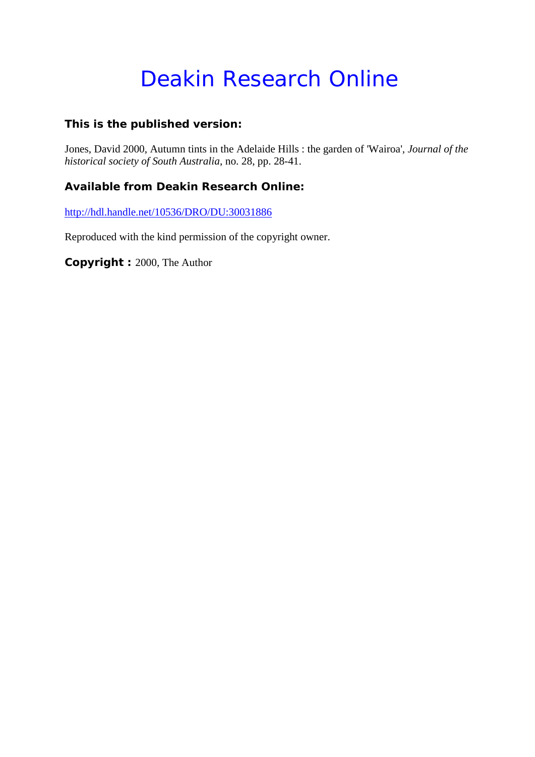# Deakin Research Online

**This is the published version:**

Jones, David 2000, Autumn tints in the Adelaide Hills : the garden of 'Wairoa', *Journal of the historical society of South Australia*, no. 28, pp. 28-41.

**Available from Deakin Research Online:**

http://hdl.handle.net/10536/DRO/DU:30031886

Reproduced with the kind permission of the copyright owner.

**Copyright :** 2000, The Author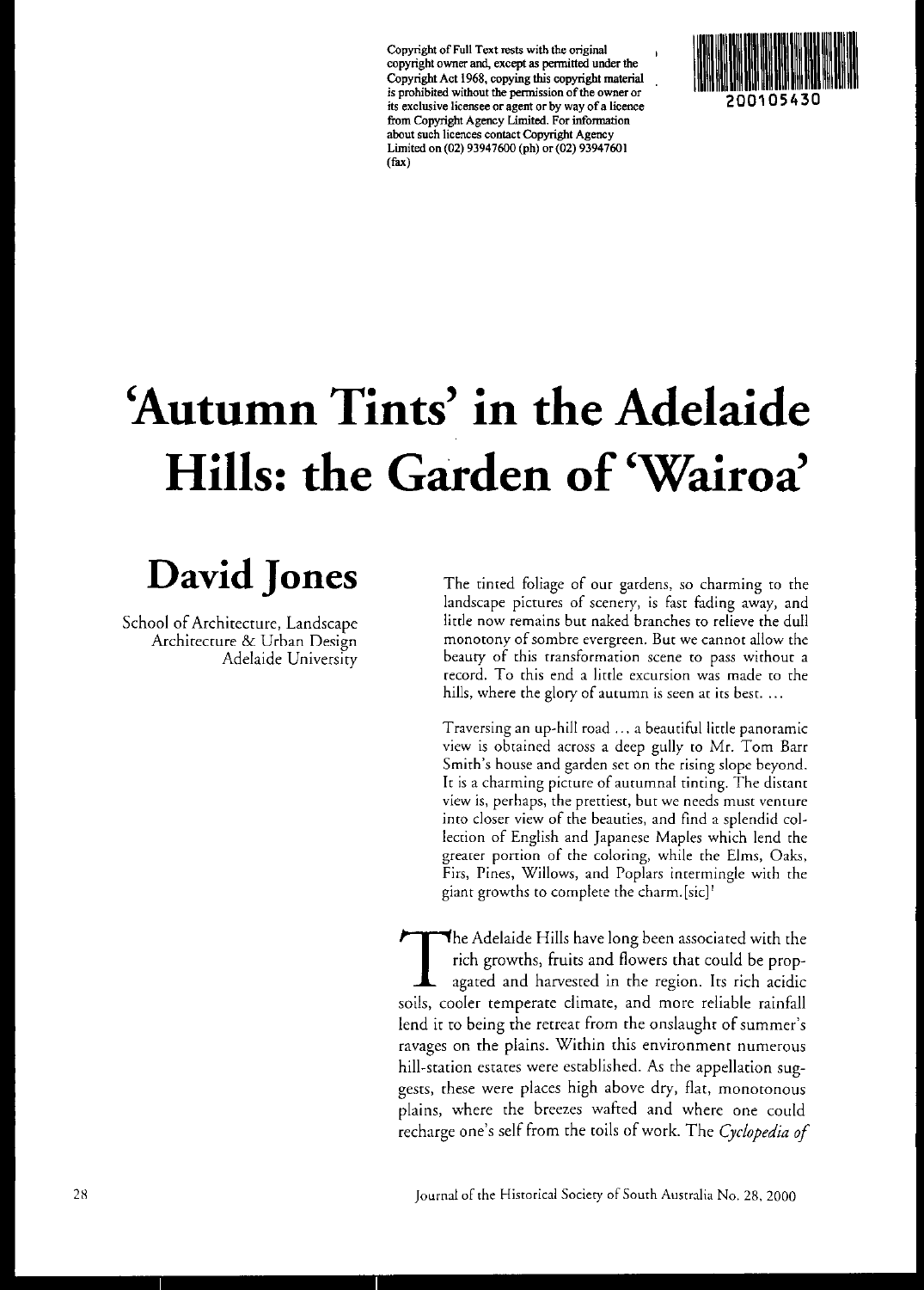Copyright of Full Text rests with the original copyright owner and, except as permitted under the Copyright Act 1968, copying this copyright material is prohibited without the permission of the owner or its exclusive licensee or agent or by way of a licence from Copyright Agency Limited. For information about such licences contact Copyright Agency Limited on (02) 93947600 (ph) or (02) 93947601 (fax)

200105430

# 'Autumn Tints' in the Adelaide Hills: the Garden of 'Wairoa'

## David Jones

School of Architecture, Landscape Architecture & Urban Design
Adelaide University

> The tinted foliage of our gardens, so charming to the landscape pictures of scenery, is fast fading away, and little now remains but naked branches to relieve the dull monotony of sombre evergreen. But we cannot allow the beauty of this transformation scene to pass without a record. To this end a little excursion was made to the hills, where the glory of autumn is seen at its best. ...
>
> Traversing an up-hill road ... a beautiful little panoramic view is obtained across a deep gully to Mr. Tom Barr Smith's house and garden set on the rising slope beyond. It is a charming picture of autumnal tinting. The distant view is, perhaps, the prettiest, but we needs must venture into closer view of the beauties, and find a splendid collection of English and Japanese Maples which lend the greater portion of the coloring, while the Elms, Oaks, Firs, Pines, Willows, and Poplars intermingle with the giant growths to complete the charm.[sic][1]

The Adelaide Hills have long been associated with the rich growths, fruits and flowers that could be propagated and harvested in the region. Its rich acidic soils, cooler temperate climate, and more reliable rainfall lend it to being the retreat from the onslaught of summer's ravages on the plains. Within this environment numerous hill-station estates were established. As the appellation suggests, these were places high above dry, flat, monotonous plains, where the breezes wafted and where one could recharge one's self from the toils of work. The *Cyclopedia of*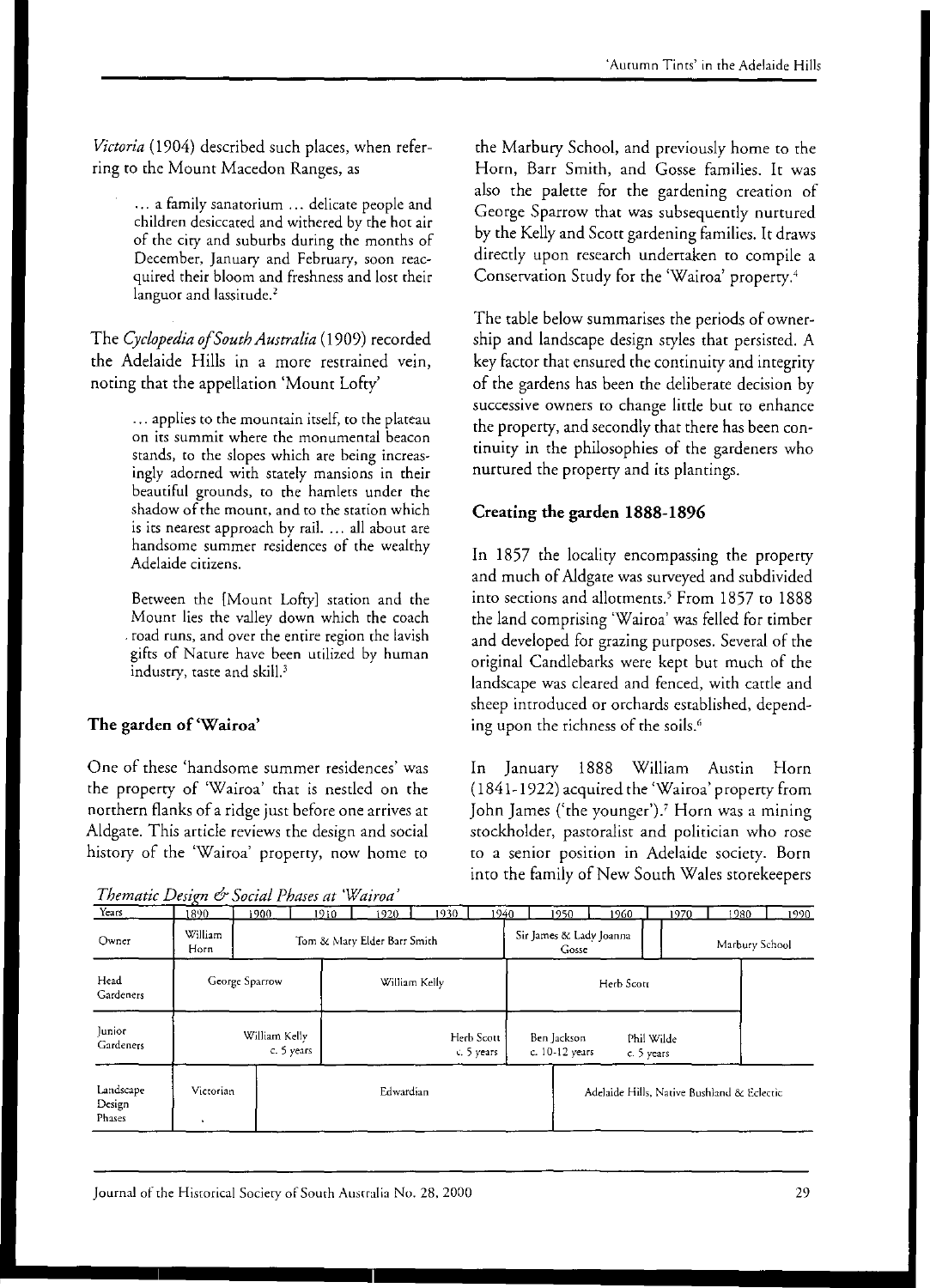*Victoria* (1904) described such places, when referring to the Mount Macedon Ranges, as

> … a family sanatorium … delicate people and children desiccated and withered by the hot air of the city and suburbs during the months of December, January and February, soon reacquired their bloom and freshness and lost their languor and lassitude.[2]

The *Cyclopedia of South Australia* (1909) recorded the Adelaide Hills in a more restrained vein, noting that the appellation 'Mount Lofty'

> … applies to the mountain itself, to the plateau on its summit where the monumental beacon stands, to the slopes which are being increasingly adorned with stately mansions in their beautiful grounds, to the hamlets under the shadow of the mount, and to the station which is its nearest approach by rail. … all about are handsome summer residences of the wealthy Adelaide citizens.
>
> Between the [Mount Lofty] station and the Mount lies the valley down which the coach road runs, and over the entire region the lavish gifts of Nature have been utilized by human industry, taste and skill.[3]

## The garden of 'Wairoa'

One of these 'handsome summer residences' was the property of 'Wairoa' that is nestled on the northern flanks of a ridge just before one arrives at Aldgate. This article reviews the design and social history of the 'Wairoa' property, now home to the Marbury School, and previously home to the Horn, Barr Smith, and Gosse families. It was also the palette for the gardening creation of George Sparrow that was subsequently nurtured by the Kelly and Scott gardening families. It draws directly upon research undertaken to compile a Conservation Study for the 'Wairoa' property.[4]

The table below summarises the periods of ownership and landscape design styles that persisted. A key factor that ensured the continuity and integrity of the gardens has been the deliberate decision by successive owners to change little but to enhance the property, and secondly that there has been continuity in the philosophies of the gardeners who nurtured the property and its plantings.

*Thematic Design & Social Phases at 'Wairoa'*

| Years | 1890 | 1900 | 1910 | 1920 | 1930 | 1940 | 1950 | 1960 | 1970 | 1980 | 1990 |
|---|---|---|---|---|---|---|---|---|---|---|---|
| Owner | William Horn | Tom & Mary Elder Barr Smith | | | | Sir James & Lady Joanna Gosse | | | Marbury School | | |
| Head Gardeners | George Sparrow | | William Kelly | | | Herb Scott | | | | | |
| Junior Gardeners | | William Kelly c. 5 years | | | Herb Scott c. 5 years | Ben Jackson c. 10-12 years | | Phil Wilde c. 5 years | | | |
| Landscape Design Phases | Victorian | Edwardian | | | | | Adelaide Hills, Native Bushland & Eclectic | | | | |

## Creating the garden 1888-1896

In 1857 the locality encompassing the property and much of Aldgate was surveyed and subdivided into sections and allotments.[5] From 1857 to 1888 the land comprising 'Wairoa' was felled for timber and developed for grazing purposes. Several of the original Candlebarks were kept but much of the landscape was cleared and fenced, with cattle and sheep introduced or orchards established, depending upon the richness of the soils.[6]

In January 1888 William Austin Horn (1841-1922) acquired the 'Wairoa' property from John James ('the younger').[7] Horn was a mining stockholder, pastoralist and politician who rose to a senior position in Adelaide society. Born into the family of New South Wales storekeepers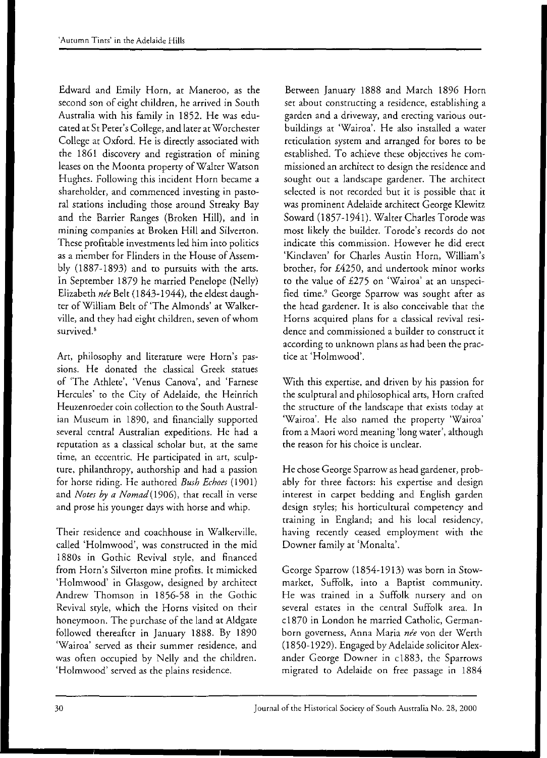Edward and Emily Horn, at Maneroo, as the second son of eight children, he arrived in South Australia with his family in 1852. He was educated at St Peter's College, and later at Worchester College at Oxford. He is directly associated with the 1861 discovery and registration of mining leases on the Moonta property of Walter Watson Hughes. Following this incident Horn became a shareholder, and commenced investing in pastoral stations including those around Streaky Bay and the Barrier Ranges (Broken Hill), and in mining companies at Broken Hill and Silverton. These profitable investments led him into politics as a member for Flinders in the House of Assembly (1887-1893) and to pursuits with the arts. In September 1879 he married Penelope (Nelly) Elizabeth *née* Belt (1843-1944), the eldest daughter of William Belt of 'The Almonds' at Walkerville, and they had eight children, seven of whom survived.[8]

Art, philosophy and literature were Horn's passions. He donated the classical Greek statues of 'The Athlete', 'Venus Canova', and 'Farnese Hercules' to the City of Adelaide, the Heinrich Heuzenroeder coin collection to the South Australian Museum in 1890, and financially supported several central Australian expeditions. He had a reputation as a classical scholar but, at the same time, an eccentric. He participated in art, sculpture, philanthropy, authorship and had a passion for horse riding. He authored *Bush Echoes* (1901) and *Notes by a Nomad* (1906), that recall in verse and prose his younger days with horse and whip.

Their residence and coachhouse in Walkerville, called 'Holmwood', was constructed in the mid 1880s in Gothic Revival style, and financed from Horn's Silverton mine profits. It mimicked 'Holmwood' in Glasgow, designed by architect Andrew Thomson in 1856-58 in the Gothic Revival style, which the Horns visited on their honeymoon. The purchase of the land at Aldgate followed thereafter in January 1888. By 1890 'Wairoa' served as their summer residence, and was often occupied by Nelly and the children. 'Holmwood' served as the plains residence.

Between January 1888 and March 1896 Horn set about constructing a residence, establishing a garden and a driveway, and erecting various outbuildings at 'Wairoa'. He also installed a water reticulation system and arranged for bores to be established. To achieve these objectives he commissioned an architect to design the residence and sought out a landscape gardener. The architect selected is not recorded but it is possible that it was prominent Adelaide architect George Klewitz Soward (1857-1941). Walter Charles Torode was most likely the builder. Torode's records do not indicate this commission. However he did erect 'Kinclaven' for Charles Austin Horn, William's brother, for £4250, and undertook minor works to the value of £275 on 'Wairoa' at an unspecified time.[9] George Sparrow was sought after as the head gardener. It is also conceivable that the Horns acquired plans for a classical revival residence and commissioned a builder to construct it according to unknown plans as had been the practice at 'Holmwood'.

With this expertise, and driven by his passion for the sculptural and philosophical arts, Horn crafted the structure of the landscape that exists today at 'Wairoa'. He also named the property 'Wairoa' from a Maori word meaning 'long water', although the reason for his choice is unclear.

He chose George Sparrow as head gardener, probably for three factors: his expertise and design interest in carpet bedding and English garden design styles; his horticultural competency and training in England; and his local residency, having recently ceased employment with the Downer family at 'Monalta'.

George Sparrow (1854-1913) was born in Stowmarket, Suffolk, into a Baptist community. He was trained in a Suffolk nursery and on several estates in the central Suffolk area. In c1870 in London he married Catholic, German-born governess, Anna Maria *née* von der Werth (1850-1929). Engaged by Adelaide solicitor Alexander George Downer in c1883, the Sparrows migrated to Adelaide on free passage in 1884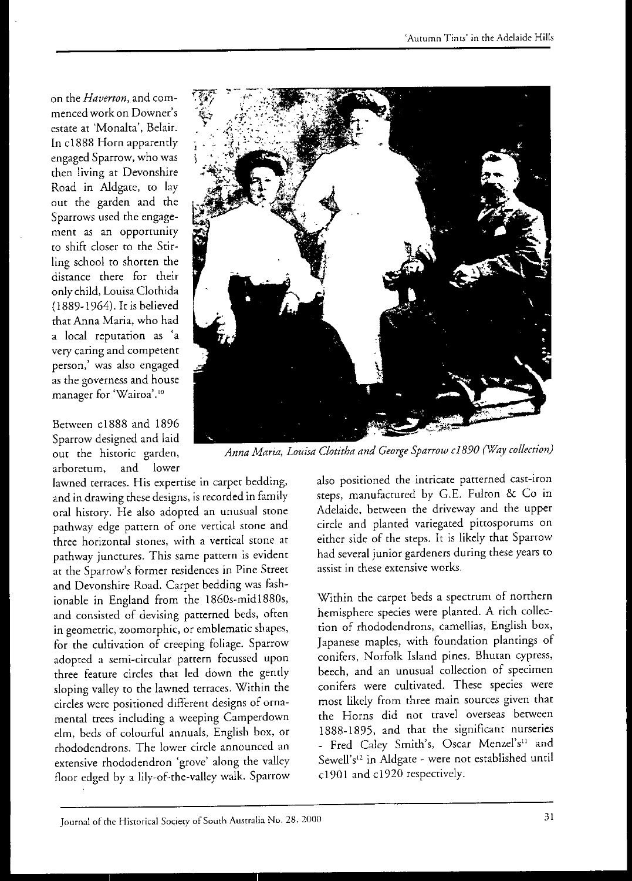on the *Haverton*, and commenced work on Downer's estate at 'Monalta', Belair. In c1888 Horn apparently engaged Sparrow, who was then living at Devonshire Road in Aldgate, to lay out the garden and the Sparrows used the engagement as an opportunity to shift closer to the Stirling school to shorten the distance there for their only child, Louisa Clothida (1889-1964). It is believed that Anna Maria, who had a local reputation as 'a very caring and competent person,' was also engaged as the governess and house manager for 'Wairoa'.[10]

*Anna Maria, Louisa Clotitha and George Sparrow c1890 (Way collection)*

Between c1888 and 1896 Sparrow designed and laid out the historic garden, arboretum, and lower lawned terraces. His expertise in carpet bedding, and in drawing these designs, is recorded in family oral history. He also adopted an unusual stone pathway edge pattern of one vertical stone and three horizontal stones, with a vertical stone at pathway junctures. This same pattern is evident at the Sparrow's former residences in Pine Street and Devonshire Road. Carpet bedding was fashionable in England from the 1860s-mid1880s, and consisted of devising patterned beds, often in geometric, zoomorphic, or emblematic shapes, for the cultivation of creeping foliage. Sparrow adopted a semi-circular pattern focussed upon three feature circles that led down the gently sloping valley to the lawned terraces. Within the circles were positioned different designs of ornamental trees including a weeping Camperdown elm, beds of colourful annuals, English box, or rhododendrons. The lower circle announced an extensive rhododendron 'grove' along the valley floor edged by a lily-of-the-valley walk. Sparrow also positioned the intricate patterned cast-iron steps, manufactured by G.E. Fulton & Co in Adelaide, between the driveway and the upper circle and planted variegated pittosporums on either side of the steps. It is likely that Sparrow had several junior gardeners during these years to assist in these extensive works.

Within the carpet beds a spectrum of northern hemisphere species were planted. A rich collection of rhododendrons, camellias, English box, Japanese maples, with foundation plantings of conifers, Norfolk Island pines, Bhutan cypress, beech, and an unusual collection of specimen conifers were cultivated. These species were most likely from three main sources given that the Horns did not travel overseas between 1888-1895, and that the significant nurseries - Fred Caley Smith's, Oscar Menzel's[11] and Sewell's[12] in Aldgate - were not established until c1901 and c1920 respectively.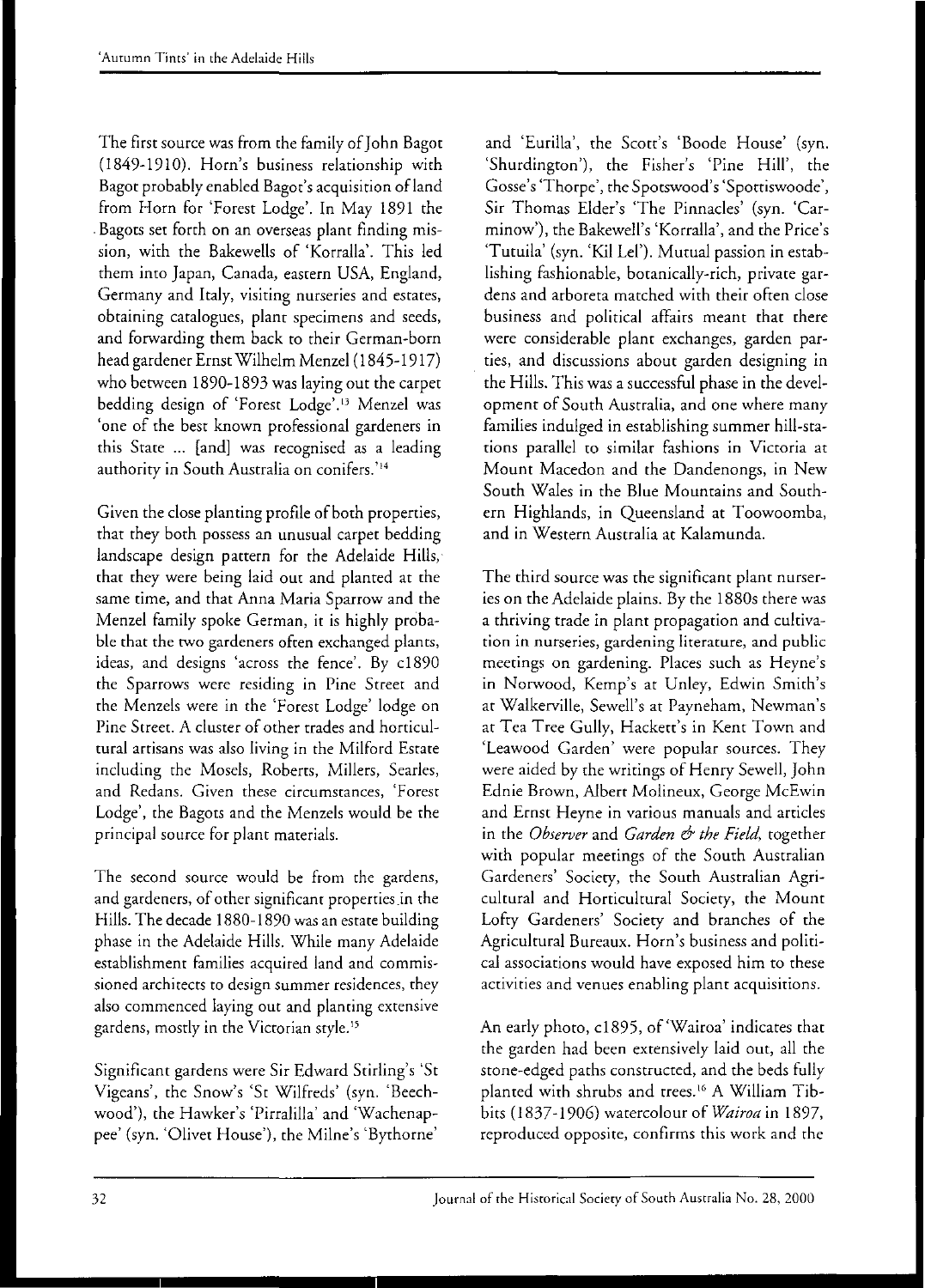The first source was from the family of John Bagot (1849-1910). Horn's business relationship with Bagot probably enabled Bagot's acquisition of land from Horn for 'Forest Lodge'. In May 1891 the Bagots set forth on an overseas plant finding mission, with the Bakewells of 'Korralla'. This led them into Japan, Canada, eastern USA, England, Germany and Italy, visiting nurseries and estates, obtaining catalogues, plant specimens and seeds, and forwarding them back to their German-born head gardener Ernst Wilhelm Menzel (1845-1917) who between 1890-1893 was laying out the carpet bedding design of 'Forest Lodge'.[13] Menzel was 'one of the best known professional gardeners in this State ... [and] was recognised as a leading authority in South Australia on conifers.'[14]

Given the close planting profile of both properties, that they both possess an unusual carpet bedding landscape design pattern for the Adelaide Hills, that they were being laid out and planted at the same time, and that Anna Maria Sparrow and the Menzel family spoke German, it is highly probable that the two gardeners often exchanged plants, ideas, and designs 'across the fence'. By c1890 the Sparrows were residing in Pine Street and the Menzels were in the 'Forest Lodge' lodge on Pine Street. A cluster of other trades and horticultural artisans was also living in the Milford Estate including the Mosels, Roberts, Millers, Searles, and Redans. Given these circumstances, 'Forest Lodge', the Bagots and the Menzels would be the principal source for plant materials.

The second source would be from the gardens, and gardeners, of other significant properties in the Hills. The decade 1880-1890 was an estate building phase in the Adelaide Hills. While many Adelaide establishment families acquired land and commissioned architects to design summer residences, they also commenced laying out and planting extensive gardens, mostly in the Victorian style.[15]

Significant gardens were Sir Edward Stirling's 'St Vigeans', the Snow's 'St Wilfreds' (syn. 'Beechwood'), the Hawker's 'Pirralilla' and 'Wachenappee' (syn. 'Olivet House'), the Milne's 'Bythorne' and 'Eurilla', the Scott's 'Boode House' (syn. 'Shurdington'), the Fisher's 'Pine Hill', the Gosse's 'Thorpe', the Spotswood's 'Spottiswoode', Sir Thomas Elder's 'The Pinnacles' (syn. 'Carminow'), the Bakewell's 'Korralla', and the Price's 'Tutuila' (syn. 'Kil Lel'). Mutual passion in establishing fashionable, botanically-rich, private gardens and arboreta matched with their often close business and political affairs meant that there were considerable plant exchanges, garden parties, and discussions about garden designing in the Hills. This was a successful phase in the development of South Australia, and one where many families indulged in establishing summer hill-stations parallel to similar fashions in Victoria at Mount Macedon and the Dandenongs, in New South Wales in the Blue Mountains and Southern Highlands, in Queensland at Toowoomba, and in Western Australia at Kalamunda.

The third source was the significant plant nurseries on the Adelaide plains. By the 1880s there was a thriving trade in plant propagation and cultivation in nurseries, gardening literature, and public meetings on gardening. Places such as Heyne's in Norwood, Kemp's at Unley, Edwin Smith's at Walkerville, Sewell's at Payneham, Newman's at Tea Tree Gully, Hackett's in Kent Town and 'Leawood Garden' were popular sources. They were aided by the writings of Henry Sewell, John Ednie Brown, Albert Molineux, George McEwin and Ernst Heyne in various manuals and articles in the *Observer* and *Garden & the Field*, together with popular meetings of the South Australian Gardeners' Society, the South Australian Agricultural and Horticultural Society, the Mount Lofty Gardeners' Society and branches of the Agricultural Bureaux. Horn's business and political associations would have exposed him to these activities and venues enabling plant acquisitions.

An early photo, c1895, of 'Wairoa' indicates that the garden had been extensively laid out, all the stone-edged paths constructed, and the beds fully planted with shrubs and trees.[16] A William Tibbits (1837-1906) watercolour of *Wairoa* in 1897, reproduced opposite, confirms this work and the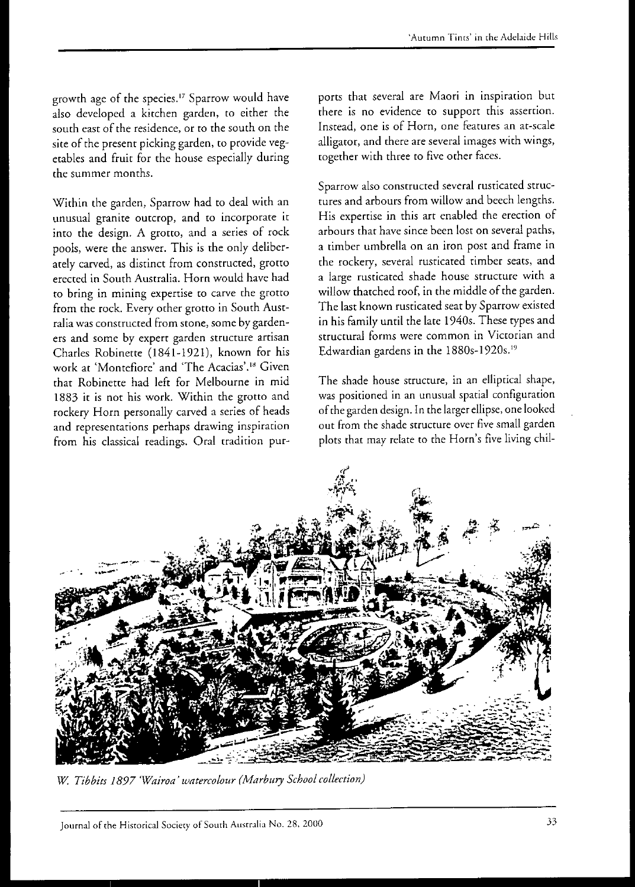growth age of the species.[17] Sparrow would have also developed a kitchen garden, to either the south east of the residence, or to the south on the site of the present picking garden, to provide vegetables and fruit for the house especially during the summer months.

Within the garden, Sparrow had to deal with an unusual granite outcrop, and to incorporate it into the design. A grotto, and a series of rock pools, were the answer. This is the only deliberately carved, as distinct from constructed, grotto erected in South Australia. Horn would have had to bring in mining expertise to carve the grotto from the rock. Every other grotto in South Australia was constructed from stone, some by gardeners and some by expert garden structure artisan Charles Robinette (1841-1921), known for his work at 'Montefiore' and 'The Acacias'.[18] Given that Robinette had left for Melbourne in mid 1883 it is not his work. Within the grotto and rockery Horn personally carved a series of heads and representations perhaps drawing inspiration from his classical readings. Oral tradition purports that several are Maori in inspiration but there is no evidence to support this assertion. Instead, one is of Horn, one features an at-scale alligator, and there are several images with wings, together with three to five other faces.

Sparrow also constructed several rusticated structures and arbours from willow and beech lengths. His expertise in this art enabled the erection of arbours that have since been lost on several paths, a timber umbrella on an iron post and frame in the rockery, several rusticated timber seats, and a large rusticated shade house structure with a willow thatched roof, in the middle of the garden. The last known rusticated seat by Sparrow existed in his family until the late 1940s. These types and structural forms were common in Victorian and Edwardian gardens in the 1880s-1920s.[19]

The shade house structure, in an elliptical shape, was positioned in an unusual spatial configuration of the garden design. In the larger ellipse, one looked out from the shade structure over five small garden plots that may relate to the Horn's five living chil-

*W. Tibbits 1897 'Wairoa' watercolour (Marbury School collection)*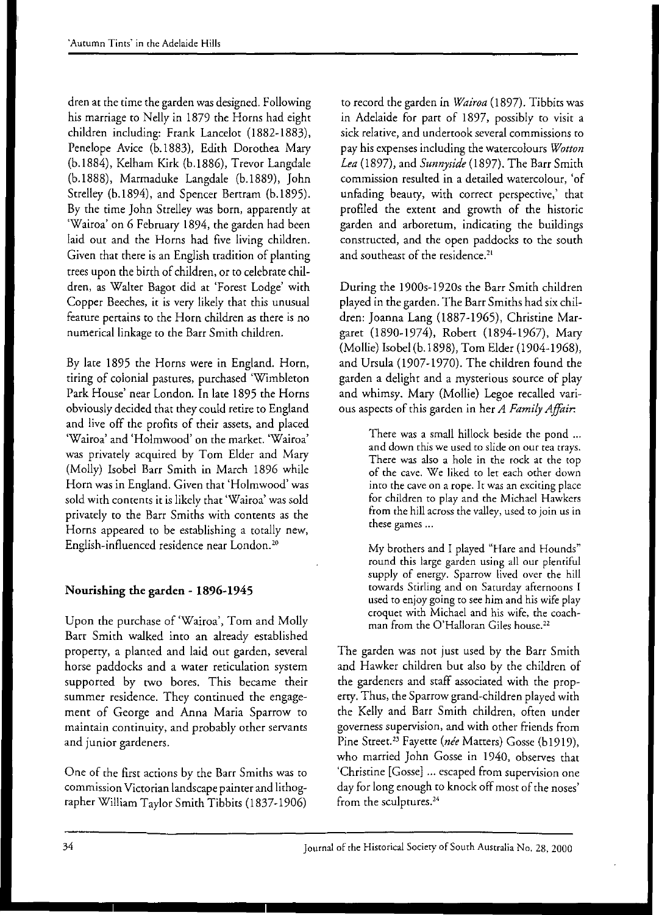dren at the time the garden was designed. Following his marriage to Nelly in 1879 the Horns had eight children including: Frank Lancelot (1882-1883), Penelope Avice (b.1883), Edith Dorothea Mary (b.1884), Kelham Kirk (b.1886), Trevor Langdale (b.1888), Marmaduke Langdale (b.1889), John Strelley (b.1894), and Spencer Bertram (b.1895). By the time John Strelley was born, apparently at 'Wairoa' on 6 February 1894, the garden had been laid out and the Horns had five living children. Given that there is an English tradition of planting trees upon the birth of children, or to celebrate children, as Walter Bagot did at 'Forest Lodge' with Copper Beeches, it is very likely that this unusual feature pertains to the Horn children as there is no numerical linkage to the Barr Smith children.

By late 1895 the Horns were in England. Horn, tiring of colonial pastures, purchased 'Wimbleton Park House' near London. In late 1895 the Horns obviously decided that they could retire to England and live off the profits of their assets, and placed 'Wairoa' and 'Holmwood' on the market. 'Wairoa' was privately acquired by Tom Elder and Mary (Molly) Isobel Barr Smith in March 1896 while Horn was in England. Given that 'Holmwood' was sold with contents it is likely that 'Wairoa' was sold privately to the Barr Smiths with contents as the Horns appeared to be establishing a totally new, English-influenced residence near London.[20]

## Nourishing the garden - 1896-1945

Upon the purchase of 'Wairoa', Tom and Molly Barr Smith walked into an already established property, a planted and laid out garden, several horse paddocks and a water reticulation system supported by two bores. This became their summer residence. They continued the engagement of George and Anna Maria Sparrow to maintain continuity, and probably other servants and junior gardeners.

One of the first actions by the Barr Smiths was to commission Victorian landscape painter and lithographer William Taylor Smith Tibbits (1837-1906) to record the garden in *Wairoa* (1897). Tibbits was in Adelaide for part of 1897, possibly to visit a sick relative, and undertook several commissions to pay his expenses including the watercolours *Wotton Lea* (1897), and *Sunnyside* (1897). The Barr Smith commission resulted in a detailed watercolour, 'of unfading beauty, with correct perspective,' that profiled the extent and growth of the historic garden and arboretum, indicating the buildings constructed, and the open paddocks to the south and southeast of the residence.[21]

During the 1900s-1920s the Barr Smith children played in the garden. The Barr Smiths had six children: Joanna Lang (1887-1965), Christine Margaret (1890-1974), Robert (1894-1967), Mary (Mollie) Isobel (b.1898), Tom Elder (1904-1968), and Ursula (1907-1970). The children found the garden a delight and a mysterious source of play and whimsy. Mary (Mollie) Legoe recalled various aspects of this garden in her *A Family Affair*:

> There was a small hillock beside the pond ... and down this we used to slide on our tea trays. There was also a hole in the rock at the top of the cave. We liked to let each other down into the cave on a rope. It was an exciting place for children to play and the Michael Hawkers from the hill across the valley, used to join us in these games ...
>
> My brothers and I played "Hare and Hounds" round this large garden using all our plentiful supply of energy. Sparrow lived over the hill towards Stirling and on Saturday afternoons I used to enjoy going to see him and his wife play croquet with Michael and his wife, the coachman from the O'Halloran Giles house.[22]

The garden was not just used by the Barr Smith and Hawker children but also by the children of the gardeners and staff associated with the property. Thus, the Sparrow grand-children played with the Kelly and Barr Smith children, often under governess supervision, and with other friends from Pine Street.[23] Fayette (*née* Matters) Gosse (b1919), who married John Gosse in 1940, observes that 'Christine [Gosse] ... escaped from supervision one day for long enough to knock off most of the noses' from the sculptures.[24]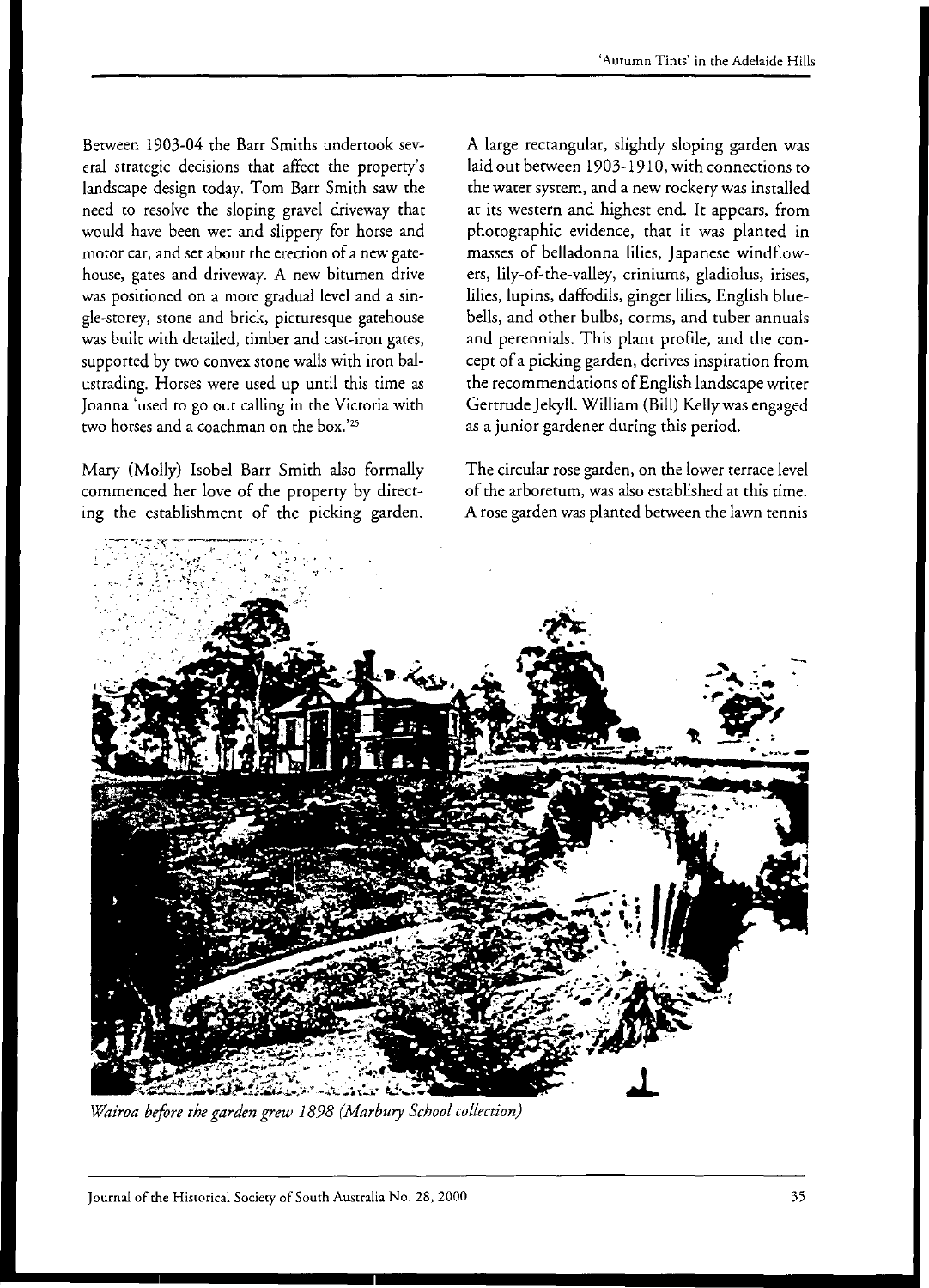Between 1903-04 the Barr Smiths undertook several strategic decisions that affect the property's landscape design today. Tom Barr Smith saw the need to resolve the sloping gravel driveway that would have been wet and slippery for horse and motor car, and set about the erection of a new gatehouse, gates and driveway. A new bitumen drive was positioned on a more gradual level and a single-storey, stone and brick, picturesque gatehouse was built with detailed, timber and cast-iron gates, supported by two convex stone walls with iron balustrading. Horses were used up until this time as Joanna 'used to go out calling in the Victoria with two horses and a coachman on the box.'[25]

Mary (Molly) Isobel Barr Smith also formally commenced her love of the property by directing the establishment of the picking garden. A large rectangular, slightly sloping garden was laid out between 1903-1910, with connections to the water system, and a new rockery was installed at its western and highest end. It appears, from photographic evidence, that it was planted in masses of belladonna lilies, Japanese windflowers, lily-of-the-valley, criniums, gladiolus, irises, lilies, lupins, daffodils, ginger lilies, English bluebells, and other bulbs, corms, and tuber annuals and perennials. This plant profile, and the concept of a picking garden, derives inspiration from the recommendations of English landscape writer Gertrude Jekyll. William (Bill) Kelly was engaged as a junior gardener during this period.

The circular rose garden, on the lower terrace level of the arboretum, was also established at this time. A rose garden was planted between the lawn tennis

*Wairoa before the garden grew 1898 (Marbury School collection)*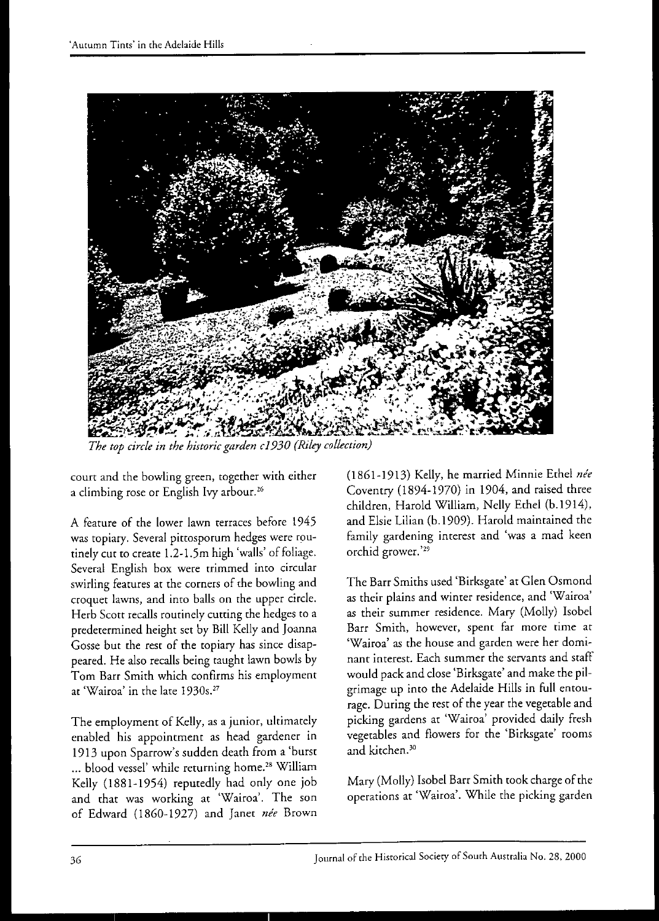*The top circle in the historic garden c1930 (Riley collection)*

court and the bowling green, together with either a climbing rose or English Ivy arbour.[26]

A feature of the lower lawn terraces before 1945 was topiary. Several pittosporum hedges were routinely cut to create 1.2-1.5m high 'walls' of foliage. Several English box were trimmed into circular swirling features at the corners of the bowling and croquet lawns, and into balls on the upper circle. Herb Scott recalls routinely cutting the hedges to a predetermined height set by Bill Kelly and Joanna Gosse but the rest of the topiary has since disappeared. He also recalls being taught lawn bowls by Tom Barr Smith which confirms his employment at 'Wairoa' in the late 1930s.[27]

The employment of Kelly, as a junior, ultimately enabled his appointment as head gardener in 1913 upon Sparrow's sudden death from a 'burst ... blood vessel' while returning home.[28] William Kelly (1881-1954) reputedly had only one job and that was working at 'Wairoa'. The son of Edward (1860-1927) and Janet *née* Brown (1861-1913) Kelly, he married Minnie Ethel *née* Coventry (1894-1970) in 1904, and raised three children, Harold William, Nelly Ethel (b.1914), and Elsie Lilian (b.1909). Harold maintained the family gardening interest and 'was a mad keen orchid grower.'[29]

The Barr Smiths used 'Birksgate' at Glen Osmond as their plains and winter residence, and 'Wairoa' as their summer residence. Mary (Molly) Isobel Barr Smith, however, spent far more time at 'Wairoa' as the house and garden were her dominant interest. Each summer the servants and staff would pack and close 'Birksgate' and make the pilgrimage up into the Adelaide Hills in full entourage. During the rest of the year the vegetable and picking gardens at 'Wairoa' provided daily fresh vegetables and flowers for the 'Birksgate' rooms and kitchen.[30]

Mary (Molly) Isobel Barr Smith took charge of the operations at 'Wairoa'. While the picking garden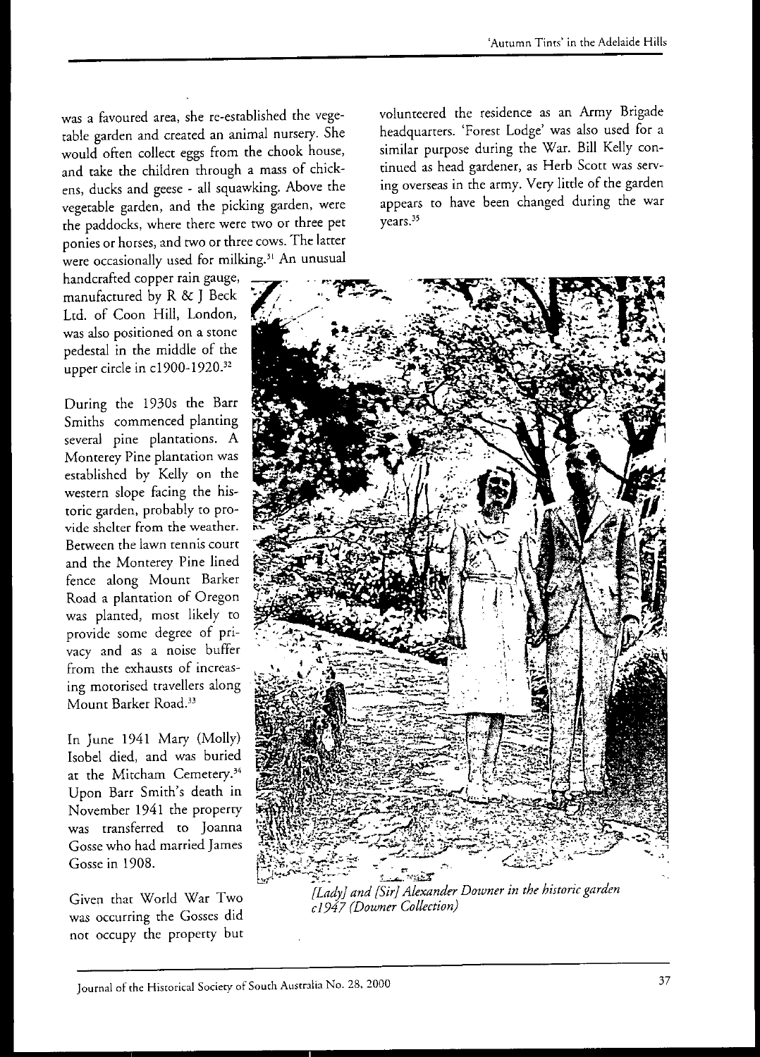was a favoured area, she re-established the vegetable garden and created an animal nursery. She would often collect eggs from the chook house, and take the children through a mass of chickens, ducks and geese - all squawking. Above the vegetable garden, and the picking garden, were the paddocks, where there were two or three pet ponies or horses, and two or three cows. The latter were occasionally used for milking.[31] An unusual handcrafted copper rain gauge, manufactured by R & J Beck Ltd. of Coon Hill, London, was also positioned on a stone pedestal in the middle of the upper circle in c1900-1920.[32]

During the 1930s the Barr Smiths commenced planting several pine plantations. A Monterey Pine plantation was established by Kelly on the western slope facing the historic garden, probably to provide shelter from the weather. Between the lawn tennis court and the Monterey Pine lined fence along Mount Barker Road a plantation of Oregon was planted, most likely to provide some degree of privacy and as a noise buffer from the exhausts of increasing motorised travellers along Mount Barker Road.[33]

In June 1941 Mary (Molly) Isobel died, and was buried at the Mitcham Cemetery.[34] Upon Barr Smith's death in November 1941 the property was transferred to Joanna Gosse who had married James Gosse in 1908.

Given that World War Two was occurring the Gosses did not occupy the property but volunteered the residence as an Army Brigade headquarters. 'Forest Lodge' was also used for a similar purpose during the War. Bill Kelly continued as head gardener, as Herb Scott was serving overseas in the army. Very little of the garden appears to have been changed during the war years.[35]

*[Lady] and [Sir] Alexander Downer in the historic garden c1947 (Downer Collection)*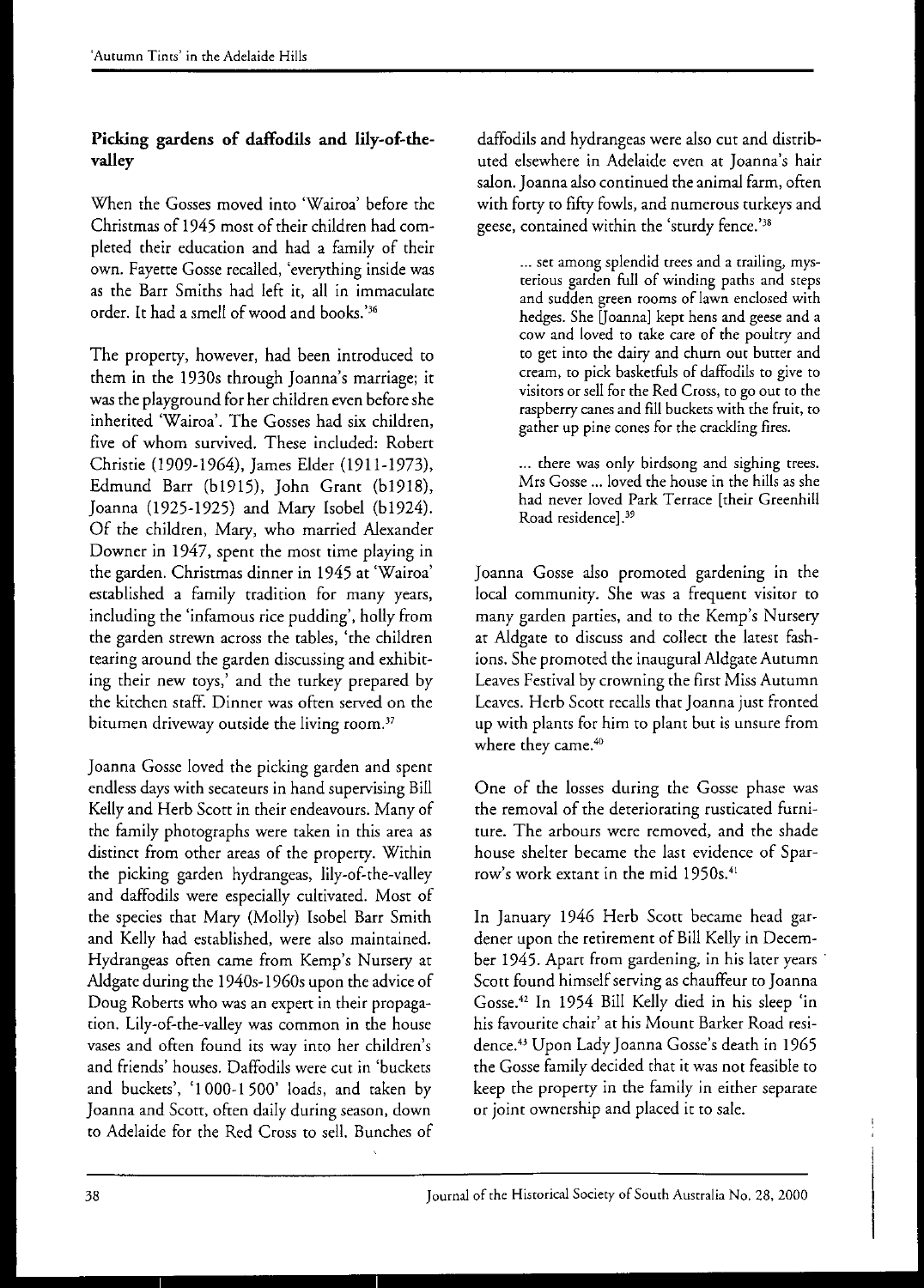## Picking gardens of daffodils and lily-of-the-valley

When the Gosses moved into 'Wairoa' before the Christmas of 1945 most of their children had completed their education and had a family of their own. Fayette Gosse recalled, 'everything inside was as the Barr Smiths had left it, all in immaculate order. It had a smell of wood and books.'[36]

The property, however, had been introduced to them in the 1930s through Joanna's marriage; it was the playground for her children even before she inherited 'Wairoa'. The Gosses had six children, five of whom survived. These included: Robert Christie (1909-1964), James Elder (1911-1973), Edmund Barr (b1915), John Grant (b1918), Joanna (1925-1925) and Mary Isobel (b1924). Of the children, Mary, who married Alexander Downer in 1947, spent the most time playing in the garden. Christmas dinner in 1945 at 'Wairoa' established a family tradition for many years, including the 'infamous rice pudding', holly from the garden strewn across the tables, 'the children tearing around the garden discussing and exhibiting their new toys,' and the turkey prepared by the kitchen staff. Dinner was often served on the bitumen driveway outside the living room.[37]

Joanna Gosse loved the picking garden and spent endless days with secateurs in hand supervising Bill Kelly and Herb Scott in their endeavours. Many of the family photographs were taken in this area as distinct from other areas of the property. Within the picking garden hydrangeas, lily-of-the-valley and daffodils were especially cultivated. Most of the species that Mary (Molly) Isobel Barr Smith and Kelly had established, were also maintained. Hydrangeas often came from Kemp's Nursery at Aldgate during the 1940s-1960s upon the advice of Doug Roberts who was an expert in their propagation. Lily-of-the-valley was common in the house vases and often found its way into her children's and friends' houses. Daffodils were cut in 'buckets and buckets', '1000-1500' loads, and taken by Joanna and Scott, often daily during season, down to Adelaide for the Red Cross to sell. Bunches of daffodils and hydrangeas were also cut and distributed elsewhere in Adelaide even at Joanna's hair salon. Joanna also continued the animal farm, often with forty to fifty fowls, and numerous turkeys and geese, contained within the 'sturdy fence.'[38]

> ... set among splendid trees and a trailing, mysterious garden full of winding paths and steps and sudden green rooms of lawn enclosed with hedges. She [Joanna] kept hens and geese and a cow and loved to take care of the poultry and to get into the dairy and churn out butter and cream, to pick basketfuls of daffodils to give to visitors or sell for the Red Cross, to go out to the raspberry canes and fill buckets with the fruit, to gather up pine cones for the crackling fires.
>
> ... there was only birdsong and sighing trees. Mrs Gosse ... loved the house in the hills as she had never loved Park Terrace [their Greenhill Road residence].[39]

Joanna Gosse also promoted gardening in the local community. She was a frequent visitor to many garden parties, and to the Kemp's Nursery at Aldgate to discuss and collect the latest fashions. She promoted the inaugural Aldgate Autumn Leaves Festival by crowning the first Miss Autumn Leaves. Herb Scott recalls that Joanna just fronted up with plants for him to plant but is unsure from where they came.[40]

One of the losses during the Gosse phase was the removal of the deteriorating rusticated furniture. The arbours were removed, and the shade house shelter became the last evidence of Sparrow's work extant in the mid 1950s.[41]

In January 1946 Herb Scott became head gardener upon the retirement of Bill Kelly in December 1945. Apart from gardening, in his later years Scott found himself serving as chauffeur to Joanna Gosse.[42] In 1954 Bill Kelly died in his sleep 'in his favourite chair' at his Mount Barker Road residence.[43] Upon Lady Joanna Gosse's death in 1965 the Gosse family decided that it was not feasible to keep the property in the family in either separate or joint ownership and placed it to sale.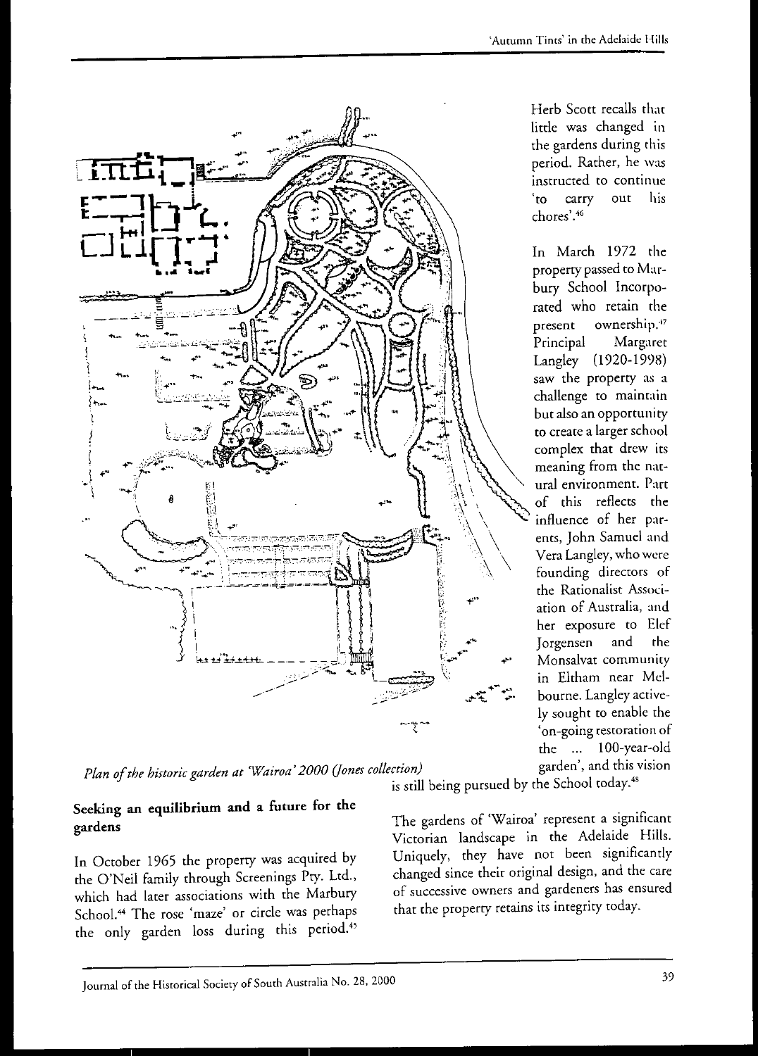Plan of the historic garden at 'Wairoa' 2000 (Jones collection)

Herb Scott recalls that little was changed in the gardens during this period. Rather, he was instructed to continue 'to carry out his chores'.[46]

In March 1972 the property passed to Marbury School Incorporated who retain the present ownership.[47] Principal Margaret Langley (1920-1998) saw the property as a challenge to maintain but also an opportunity to create a larger school complex that drew its meaning from the natural environment. Part of this reflects the influence of her parents, John Samuel and Vera Langley, who were founding directors of the Rationalist Association of Australia, and her exposure to Elef Jorgensen and the Monsalvat community in Eltham near Melbourne. Langley actively sought to enable the 'on-going restoration of the ... 100-year-old garden', and this vision is still being pursued by the School today.[48]

## Seeking an equilibrium and a future for the gardens

In October 1965 the property was acquired by the O'Neil family through Screenings Pty. Ltd., which had later associations with the Marbury School.[44] The rose 'maze' or circle was perhaps the only garden loss during this period.[45]

The gardens of 'Wairoa' represent a significant Victorian landscape in the Adelaide Hills. Uniquely, they have not been significantly changed since their original design, and the care of successive owners and gardeners has ensured that the property retains its integrity today.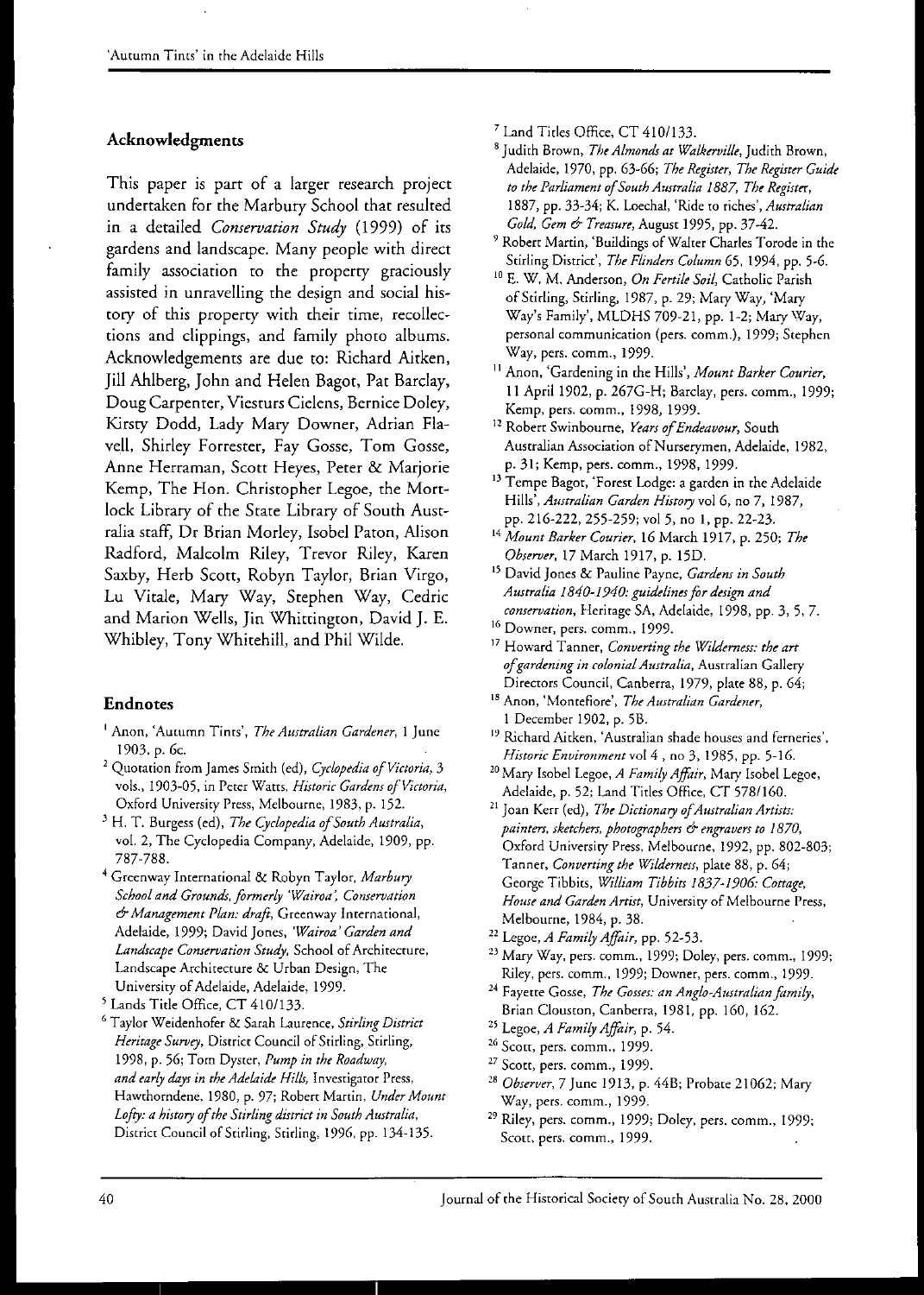## Acknowledgments

This paper is part of a larger research project undertaken for the Marbury School that resulted in a detailed *Conservation Study* (1999) of its gardens and landscape. Many people with direct family association to the property graciously assisted in unravelling the design and social history of this property with their time, recollections and clippings, and family photo albums. Acknowledgements are due to: Richard Aitken, Jill Ahlberg, John and Helen Bagot, Pat Barclay, Doug Carpenter, Viesturs Cielens, Bernice Doley, Kirsty Dodd, Lady Mary Downer, Adrian Flavell, Shirley Forrester, Fay Gosse, Tom Gosse, Anne Herraman, Scott Heyes, Peter & Marjorie Kemp, The Hon. Christopher Legoe, the Mortlock Library of the State Library of South Australia staff, Dr Brian Morley, Isobel Paton, Alison Radford, Malcolm Riley, Trevor Riley, Karen Saxby, Herb Scott, Robyn Taylor, Brian Virgo, Lu Vitale, Mary Way, Stephen Way, Cedric and Marion Wells, Jin Whittington, David J. E. Whibley, Tony Whitehill, and Phil Wilde.

## Endnotes

1. Anon, 'Autumn Tints', *The Australian Gardener*, 1 June 1903, p. 6c.
2. Quotation from James Smith (ed), *Cyclopedia of Victoria*, 3 vols., 1903-05, in Peter Watts, *Historic Gardens of Victoria*, Oxford University Press, Melbourne, 1983, p. 152.
3. H. T. Burgess (ed), *The Cyclopedia of South Australia*, vol. 2, The Cyclopedia Company, Adelaide, 1909, pp. 787-788.
4. Greenway International & Robyn Taylor, *Marbury School and Grounds, formerly 'Wairoa', Conservation & Management Plan: draft*, Greenway International, Adelaide, 1999; David Jones, *'Wairoa' Garden and Landscape Conservation Study*, School of Architecture, Landscape Architecture & Urban Design, The University of Adelaide, Adelaide, 1999.
5. Lands Title Office, CT 410/133.
6. Taylor Weidenhofer & Sarah Laurence, *Stirling District Heritage Survey*, District Council of Stirling, Stirling, 1998, p. 56; Tom Dyster, *Pump in the Roadway, and early days in the Adelaide Hills*, Investigator Press, Hawthorndene, 1980, p. 97; Robert Martin, *Under Mount Lofty: a history of the Stirling district in South Australia*, District Council of Stirling, Stirling, 1996, pp. 134-135.
7. Land Titles Office, CT 410/133.
8. Judith Brown, *The Almonds at Walkerville*, Judith Brown, Adelaide, 1970, pp. 63-66; *The Register, The Register Guide to the Parliament of South Australia 1887, The Register*, 1887, pp. 33-34; K. Loechal, 'Ride to riches', *Australian Gold, Gem & Treasure*, August 1995, pp. 37-42.
9. Robert Martin, 'Buildings of Walter Charles Torode in the Stirling District', *The Flinders Column* 65, 1994, pp. 5-6.
10. E. W. M. Anderson, *On Fertile Soil*, Catholic Parish of Stirling, Stirling, 1987, p. 29; Mary Way, 'Mary Way's Family', MLDHS 709-21, pp. 1-2; Mary Way, personal communication (pers. comm.), 1999; Stephen Way, pers. comm., 1999.
11. Anon, 'Gardening in the Hills', *Mount Barker Courier*, 11 April 1902, p. 267G-H; Barclay, pers. comm., 1999; Kemp, pers. comm., 1998, 1999.
12. Robert Swinbourne, *Years of Endeavour*, South Australian Association of Nurserymen, Adelaide, 1982, p. 31; Kemp, pers. comm., 1998, 1999.
13. Tempe Bagot, 'Forest Lodge: a garden in the Adelaide Hills', *Australian Garden History* vol 6, no 7, 1987, pp. 216-222, 255-259; vol 5, no 1, pp. 22-23.
14. *Mount Barker Courier*, 16 March 1917, p. 250; *The Observer*, 17 March 1917, p. 15D.
15. David Jones & Pauline Payne, *Gardens in South Australia 1840-1940: guidelines for design and conservation*, Heritage SA, Adelaide, 1998, pp. 3, 5, 7.
16. Downer, pers. comm., 1999.
17. Howard Tanner, *Converting the Wilderness: the art of gardening in colonial Australia*, Australian Gallery Directors Council, Canberra, 1979, plate 88, p. 64;
18. Anon, 'Montefiore', *The Australian Gardener*, 1 December 1902, p. 5B.
19. Richard Aitken, 'Australian shade houses and ferneries', *Historic Environment* vol 4 , no 3, 1985, pp. 5-16.
20. Mary Isobel Legoe, *A Family Affair*, Mary Isobel Legoe, Adelaide, p. 52; Land Titles Office, CT 578/160.
21. Joan Kerr (ed), *The Dictionary of Australian Artists: painters, sketchers, photographers & engravers to 1870*, Oxford University Press, Melbourne, 1992, pp. 802-803; Tanner, *Converting the Wilderness*, plate 88, p. 64; George Tibbits, *William Tibbits 1837-1906: Cottage, House and Garden Artist*, University of Melbourne Press, Melbourne, 1984, p. 38.
22. Legoe, *A Family Affair*, pp. 52-53.
23. Mary Way, pers. comm., 1999; Doley, pers. comm., 1999; Riley, pers. comm., 1999; Downer, pers. comm., 1999.
24. Fayette Gosse, *The Gosses: an Anglo-Australian family*, Brian Clouston, Canberra, 1981, pp. 160, 162.
25. Legoe, *A Family Affair*, p. 54.
26. Scott, pers. comm., 1999.
27. Scott, pers. comm., 1999.
28. *Observer*, 7 June 1913, p. 44B; Probate 21062; Mary Way, pers. comm., 1999.
29. Riley, pers. comm., 1999; Doley, pers. comm., 1999; Scott, pers. comm., 1999.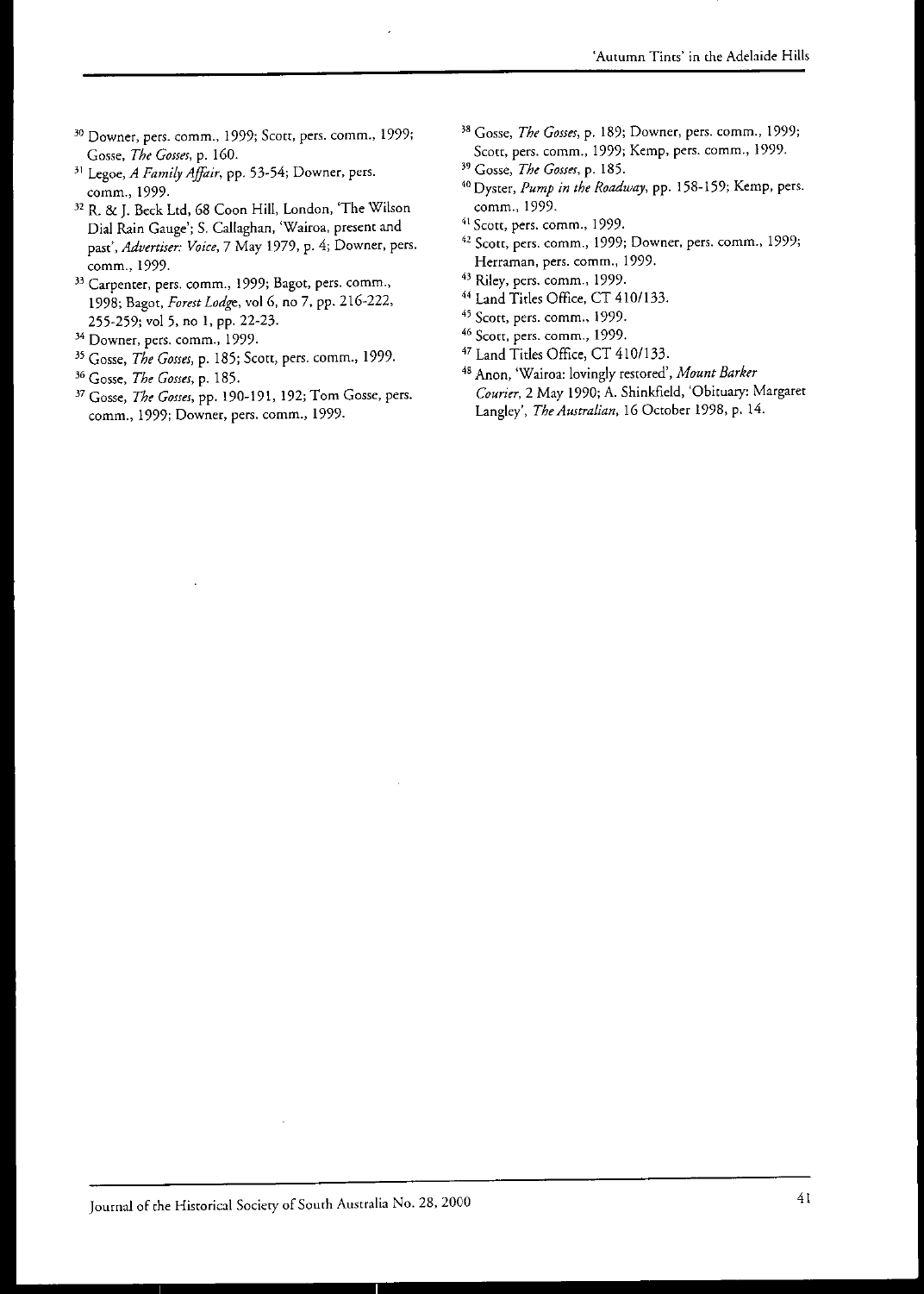[30] Downer, pers. comm., 1999; Scott, pers. comm., 1999; Gosse, *The Gosses*, p. 160.

[31] Legoe, *A Family Affair*, pp. 53-54; Downer, pers. comm., 1999.

[32] R. & J. Beck Ltd, 68 Coon Hill, London, 'The Wilson Dial Rain Gauge'; S. Callaghan, 'Wairoa, present and past', *Advertiser: Voice*, 7 May 1979, p. 4; Downer, pers. comm., 1999.

[33] Carpenter, pers. comm., 1999; Bagot, pers. comm., 1998; Bagot, *Forest Lodge*, vol 6, no 7, pp. 216-222, 255-259; vol 5, no 1, pp. 22-23.

[34] Downer, pers. comm., 1999.

[35] Gosse, *The Gosses*, p. 185; Scott, pers. comm., 1999.

[36] Gosse, *The Gosses*, p. 185.

[37] Gosse, *The Gosses*, pp. 190-191, 192; Tom Gosse, pers. comm., 1999; Downer, pers. comm., 1999.

[38] Gosse, *The Gosses*, p. 189; Downer, pers. comm., 1999; Scott, pers. comm., 1999; Kemp, pers. comm., 1999.

[39] Gosse, *The Gosses*, p. 185.

[40] Dyster, *Pump in the Roadway*, pp. 158-159; Kemp, pers. comm., 1999.

[41] Scott, pers. comm., 1999.

[42] Scott, pers. comm., 1999; Downer, pers. comm., 1999; Herraman, pers. comm., 1999.

[43] Riley, pers. comm., 1999.

[44] Land Titles Office, CT 410/133.

[45] Scott, pers. comm., 1999.

[46] Scott, pers. comm., 1999.

[47] Land Titles Office, CT 410/133.

[48] Anon, 'Wairoa: lovingly restored', *Mount Barker Courier*, 2 May 1990; A. Shinkfield, 'Obituary: Margaret Langley', *The Australian*, 16 October 1998, p. 14.